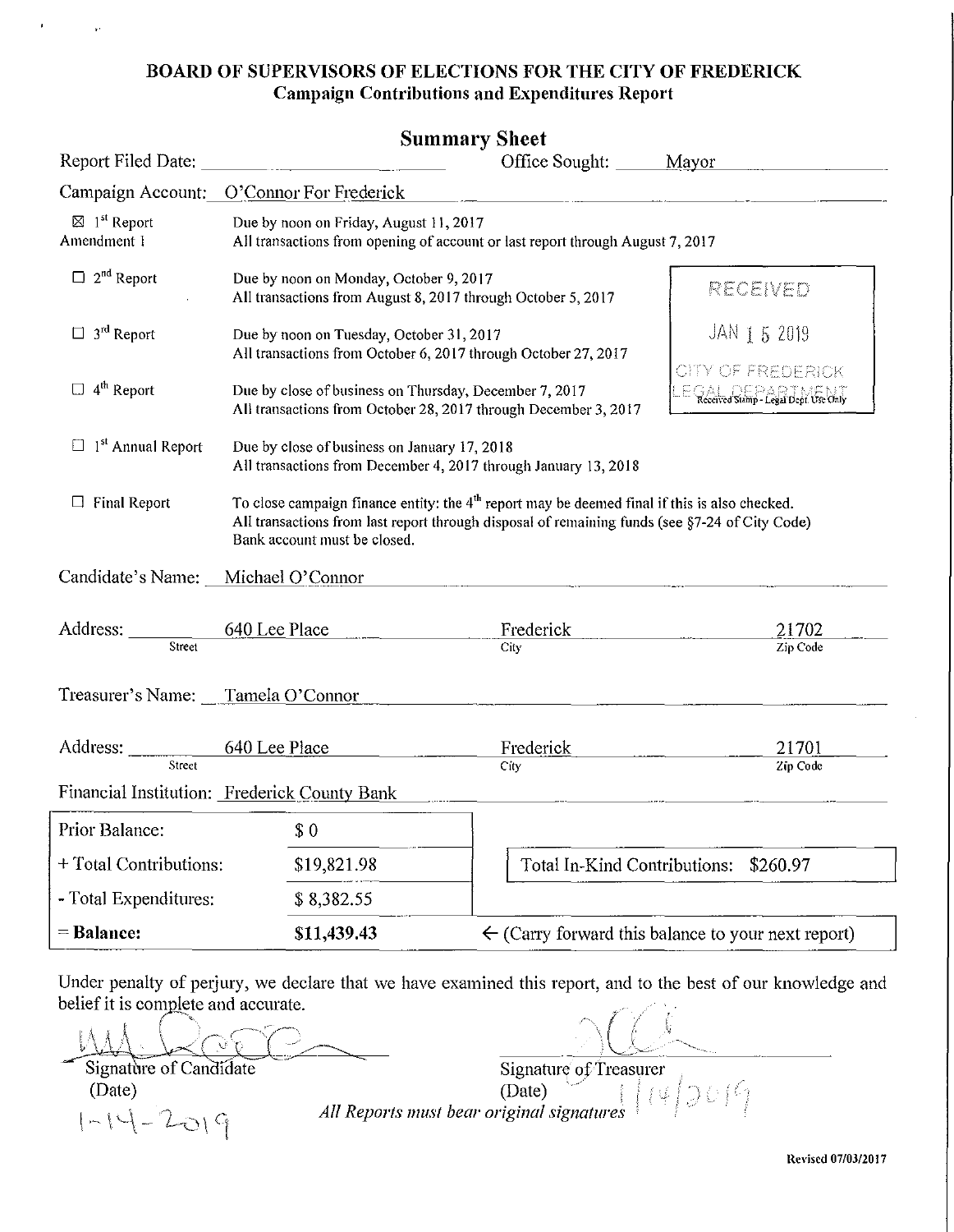# BOARD OF SUPERVISORS OF ELECTIONS FOR THE CITY OF FREDERICK

## Campaign Contributions and Expenditures Report

### Summary Sheet

Report Filed Date: ____________ Office Sought: Mayor

Campaign Account: O'Connor For Frederick

☒ 1st Report
Amendment 1
Due by noon on Friday, August 11, 2017
All transactions from opening of account or last report through August 7, 2017

☐ 2nd Report
Due by noon on Monday, October 9, 2017
All transactions from August 8, 2017 through October 5, 2017

☐ 3rd Report
Due by noon on Tuesday, October 31, 2017
All transactions from October 6, 2017 through October 27, 2017

☐ 4th Report
Due by close of business on Thursday, December 7, 2017
All transactions from October 28, 2017 through December 3, 2017

RECEIVED
JAN 15 2019
CITY OF FREDERICK
LEGAL DEPARTMENT
Received Stamp - Legal Dept. Use Only

☐ 1st Annual Report
Due by close of business on January 17, 2018
All transactions from December 4, 2017 through January 13, 2018

☐ Final Report
To close campaign finance entity: the 4th report may be deemed final if this is also checked.
All transactions from last report through disposal of remaining funds (see §7-24 of City Code)
Bank account must be closed.

Candidate's Name: Michael O'Connor

Address: 640 Lee Place (Street) Frederick (City) 21702 (Zip Code)

Treasurer's Name: Tamela O'Connor

Address: 640 Lee Place (Street) Frederick (City) 21701 (Zip Code)

Financial Institution: Frederick County Bank

| | | |
|---|---|---|
| Prior Balance: | $ 0 | |
| + Total Contributions: | $19,821.98 | Total In-Kind Contributions: $260.97 |
| - Total Expenditures: | $ 8,382.55 | |
| **= Balance:** | **$11,439.43** | ← (Carry forward this balance to your next report) |

Under penalty of perjury, we declare that we have examined this report, and to the best of our knowledge and belief it is complete and accurate.

Signature of Candidate
(Date)
1-14-2019

Signature of Treasurer
(Date) 1/14/2019

*All Reports must bear original signatures*

Revised 07/03/2017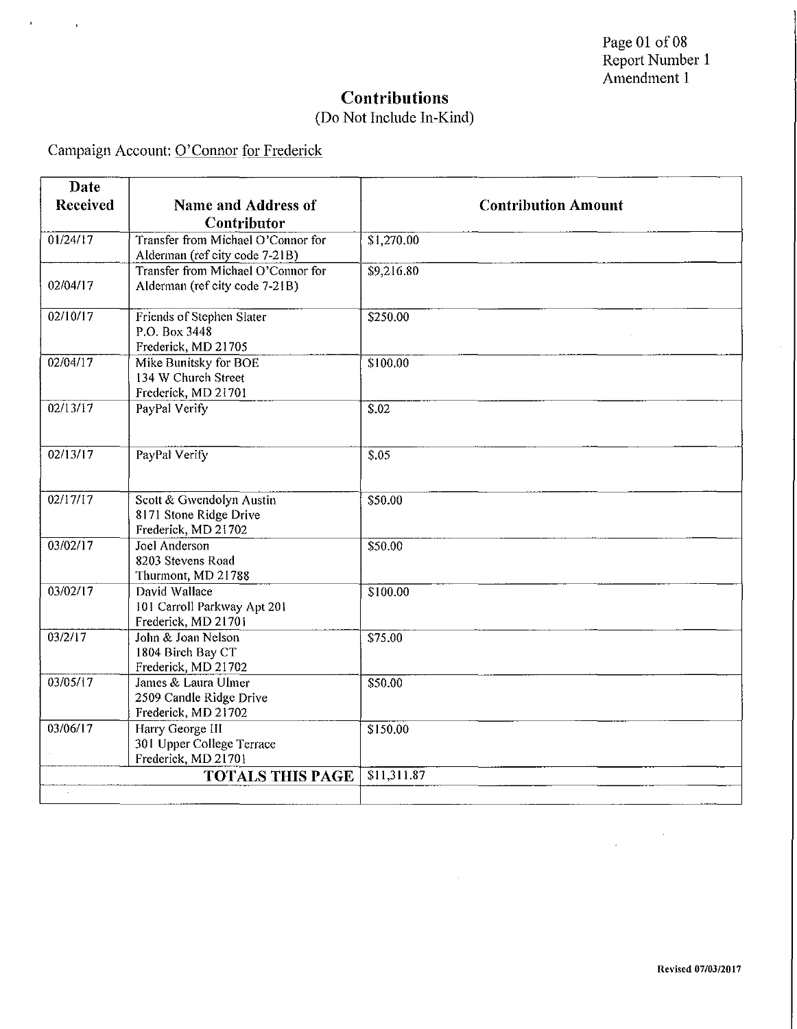Page 01 of 08
Report Number 1
Amendment 1

# Contributions

(Do Not Include In-Kind)

Campaign Account: O'Connor for Frederick

| Date Received | Name and Address of Contributor | Contribution Amount |
|---|---|---|
| 01/24/17 | Transfer from Michael O'Connor for Alderman (ref city code 7-21B) | $1,270.00 |
| 02/04/17 | Transfer from Michael O'Connor for Alderman (ref city code 7-21B) | $9,216.80 |
| 02/10/17 | Friends of Stephen Slater<br>P.O. Box 3448<br>Frederick, MD 21705 | $250.00 |
| 02/04/17 | Mike Bunitsky for BOE<br>134 W Church Street<br>Frederick, MD 21701 | $100.00 |
| 02/13/17 | PayPal Verify | $.02 |
| 02/13/17 | PayPal Verify | $.05 |
| 02/17/17 | Scott & Gwendolyn Austin<br>8171 Stone Ridge Drive<br>Frederick, MD 21702 | $50.00 |
| 03/02/17 | Joel Anderson<br>8203 Stevens Road<br>Thurmont, MD 21788 | $50.00 |
| 03/02/17 | David Wallace<br>101 Carroll Parkway Apt 201<br>Frederick, MD 21701 | $100.00 |
| 03/2/17 | John & Joan Nelson<br>1804 Birch Bay CT<br>Frederick, MD 21702 | $75.00 |
| 03/05/17 | James & Laura Ulmer<br>2509 Candle Ridge Drive<br>Frederick, MD 21702 | $50.00 |
| 03/06/17 | Harry George III<br>301 Upper College Terrace<br>Frederick, MD 21701 | $150.00 |
| | **TOTALS THIS PAGE** | $11,311.87 |
| | | |

Revised 07/03/2017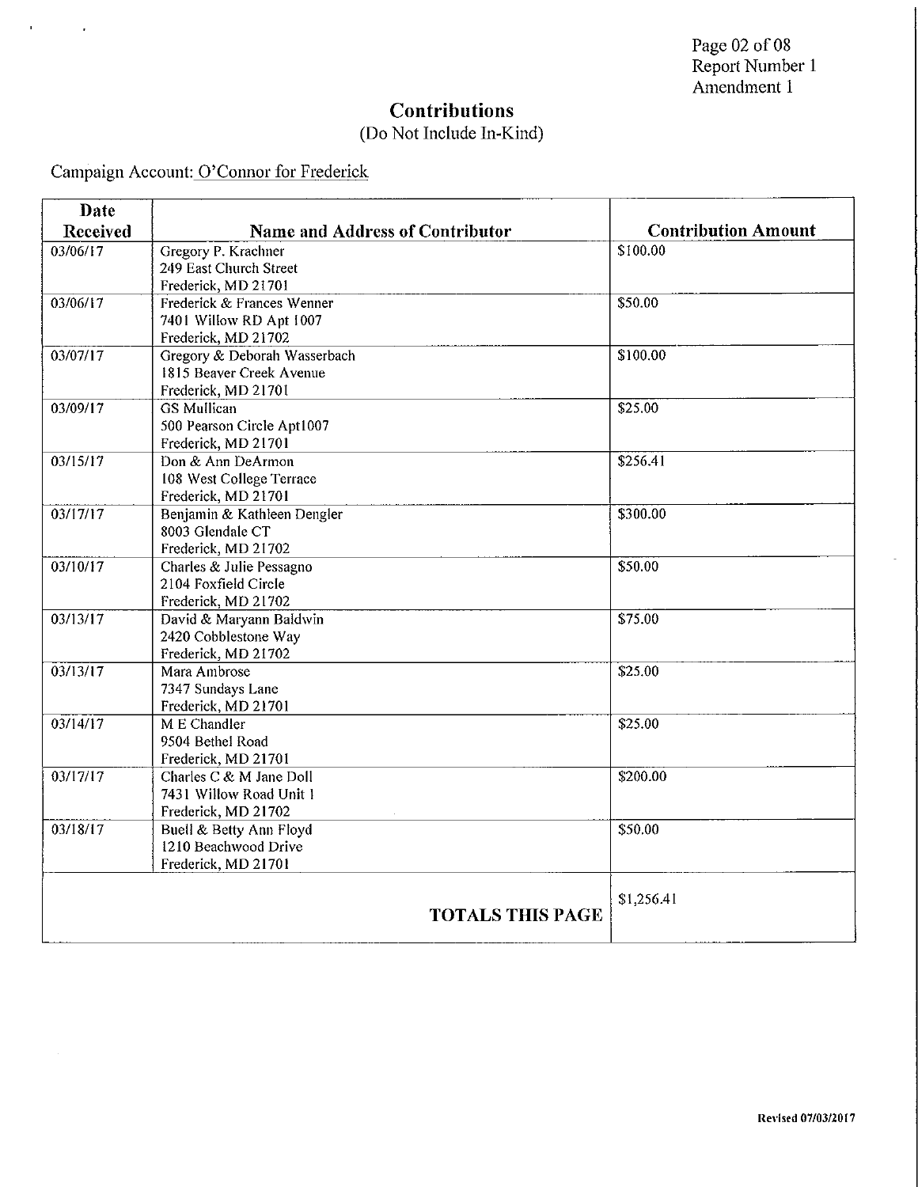Page 02 of 08
Report Number 1
Amendment 1

# Contributions

(Do Not Include In-Kind)

Campaign Account: O'Connor for Frederick

| Date Received | Name and Address of Contributor | Contribution Amount |
|---|---|---|
| 03/06/17 | Gregory P. Krachner<br>249 East Church Street<br>Frederick, MD 21701 | $100.00 |
| 03/06/17 | Frederick & Frances Wenner<br>7401 Willow RD Apt 1007<br>Frederick, MD 21702 | $50.00 |
| 03/07/17 | Gregory & Deborah Wasserbach<br>1815 Beaver Creek Avenue<br>Frederick, MD 21701 | $100.00 |
| 03/09/17 | GS Mullican<br>500 Pearson Circle Apt1007<br>Frederick, MD 21701 | $25.00 |
| 03/15/17 | Don & Ann DeArmon<br>108 West College Terrace<br>Frederick, MD 21701 | $256.41 |
| 03/17/17 | Benjamin & Kathleen Dengler<br>8003 Glendale CT<br>Frederick, MD 21702 | $300.00 |
| 03/10/17 | Charles & Julie Pessagno<br>2104 Foxfield Circle<br>Frederick, MD 21702 | $50.00 |
| 03/13/17 | David & Maryann Baldwin<br>2420 Cobblestone Way<br>Frederick, MD 21702 | $75.00 |
| 03/13/17 | Mara Ambrose<br>7347 Sundays Lane<br>Frederick, MD 21701 | $25.00 |
| 03/14/17 | M E Chandler<br>9504 Bethel Road<br>Frederick, MD 21701 | $25.00 |
| 03/17/17 | Charles C & M Jane Doll<br>7431 Willow Road Unit 1<br>Frederick, MD 21702 | $200.00 |
| 03/18/17 | Buell & Betty Ann Floyd<br>1210 Beachwood Drive<br>Frederick, MD 21701 | $50.00 |
| | **TOTALS THIS PAGE** | $1,256.41 |

Revised 07/03/2017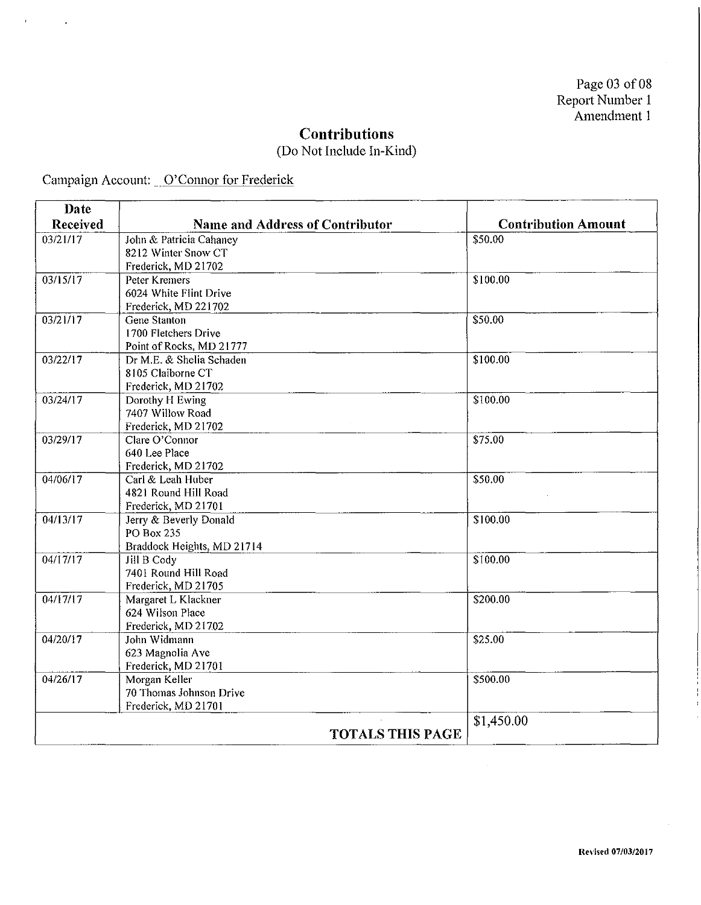Page 03 of 08
Report Number 1
Amendment 1

# Contributions

(Do Not Include In-Kind)

Campaign Account: O'Connor for Frederick

| Date Received | Name and Address of Contributor | Contribution Amount |
|---|---|---|
| 03/21/17 | John & Patricia Cahaney<br>8212 Winter Snow CT<br>Frederick, MD 21702 | $50.00 |
| 03/15/17 | Peter Kremers<br>6024 White Flint Drive<br>Frederick, MD 221702 | $100.00 |
| 03/21/17 | Gene Stanton<br>1700 Fletchers Drive<br>Point of Rocks, MD 21777 | $50.00 |
| 03/22/17 | Dr M.E. & Shelia Schaden<br>8105 Claiborne CT<br>Frederick, MD 21702 | $100.00 |
| 03/24/17 | Dorothy H Ewing<br>7407 Willow Road<br>Frederick, MD 21702 | $100.00 |
| 03/29/17 | Clare O'Connor<br>640 Lee Place<br>Frederick, MD 21702 | $75.00 |
| 04/06/17 | Carl & Leah Huber<br>4821 Round Hill Road<br>Frederick, MD 21701 | $50.00 |
| 04/13/17 | Jerry & Beverly Donald<br>PO Box 235<br>Braddock Heights, MD 21714 | $100.00 |
| 04/17/17 | Jill B Cody<br>7401 Round Hill Road<br>Frederick, MD 21705 | $100.00 |
| 04/17/17 | Margaret L Klackner<br>624 Wilson Place<br>Frederick, MD 21702 | $200.00 |
| 04/20/17 | John Widmann<br>623 Magnolia Ave<br>Frederick, MD 21701 | $25.00 |
| 04/26/17 | Morgan Keller<br>70 Thomas Johnson Drive<br>Frederick, MD 21701 | $500.00 |
| | **TOTALS THIS PAGE** | $1,450.00 |

Revised 07/03/2017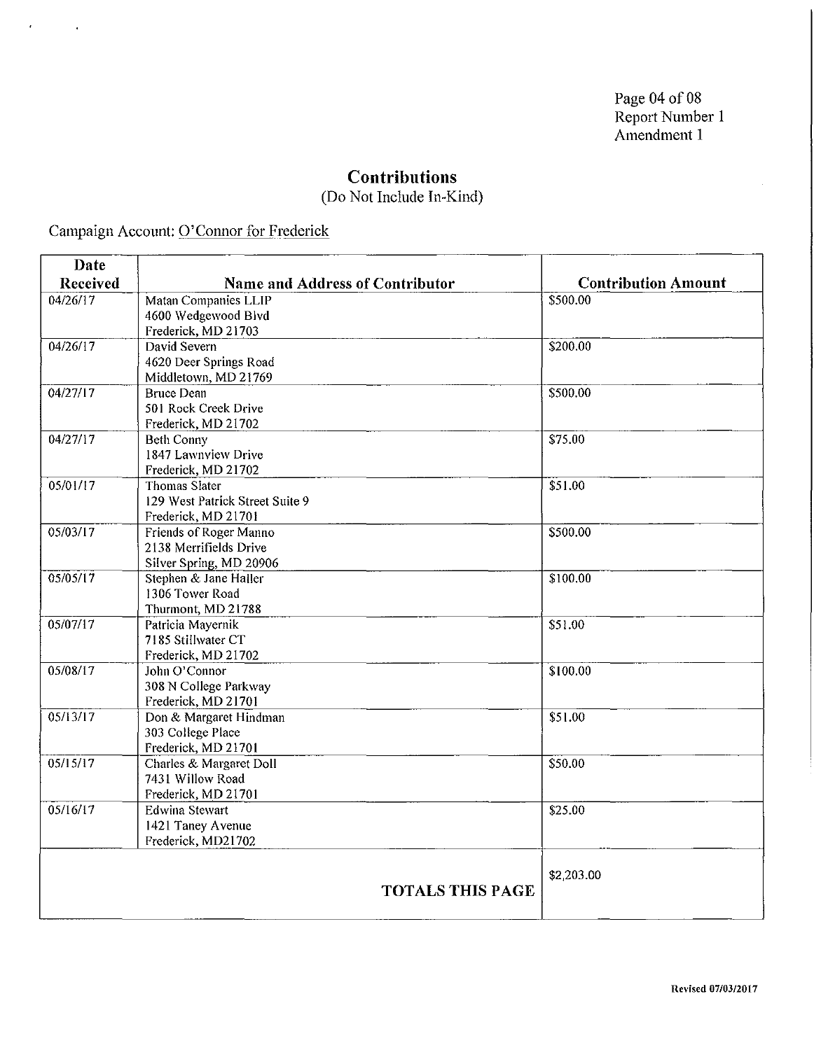Page 04 of 08
Report Number 1
Amendment 1

# Contributions

(Do Not Include In-Kind)

Campaign Account: O'Connor for Frederick

| Date Received | Name and Address of Contributor | Contribution Amount |
|---|---|---|
| 04/26/17 | Matan Companies LLIP<br>4600 Wedgewood Blvd<br>Frederick, MD 21703 | $500.00 |
| 04/26/17 | David Severn<br>4620 Deer Springs Road<br>Middletown, MD 21769 | $200.00 |
| 04/27/17 | Bruce Dean<br>501 Rock Creek Drive<br>Frederick, MD 21702 | $500.00 |
| 04/27/17 | Beth Conny<br>1847 Lawnview Drive<br>Frederick, MD 21702 | $75.00 |
| 05/01/17 | Thomas Slater<br>129 West Patrick Street Suite 9<br>Frederick, MD 21701 | $51.00 |
| 05/03/17 | Friends of Roger Manno<br>2138 Merrifields Drive<br>Silver Spring, MD 20906 | $500.00 |
| 05/05/17 | Stephen & Jane Haller<br>1306 Tower Road<br>Thurmont, MD 21788 | $100.00 |
| 05/07/17 | Patricia Mayernik<br>7185 Stillwater CT<br>Frederick, MD 21702 | $51.00 |
| 05/08/17 | John O'Connor<br>308 N College Parkway<br>Frederick, MD 21701 | $100.00 |
| 05/13/17 | Don & Margaret Hindman<br>303 College Place<br>Frederick, MD 21701 | $51.00 |
| 05/15/17 | Charles & Margaret Doll<br>7431 Willow Road<br>Frederick, MD 21701 | $50.00 |
| 05/16/17 | Edwina Stewart<br>1421 Taney Avenue<br>Frederick, MD21702 | $25.00 |
| | **TOTALS THIS PAGE** | $2,203.00 |

Revised 07/03/2017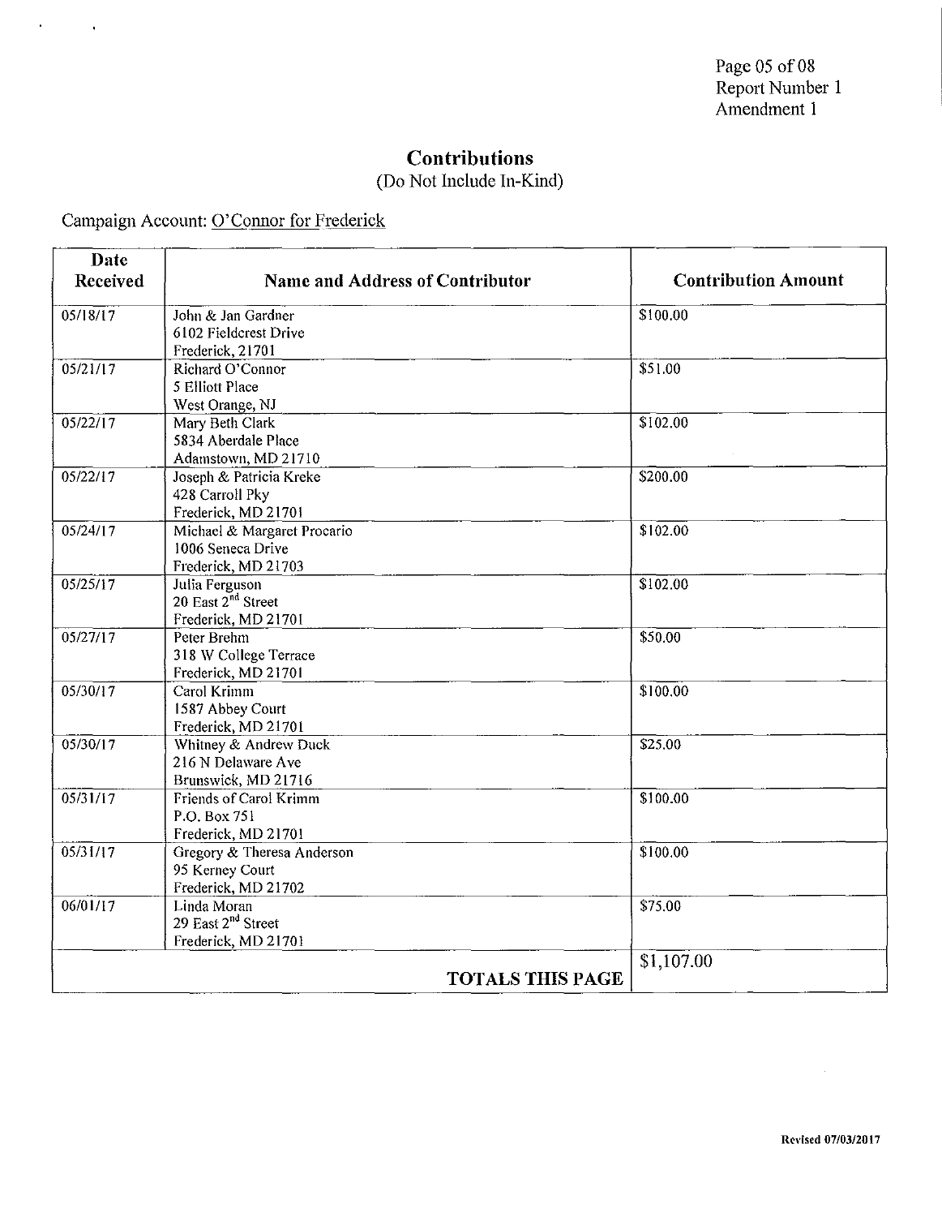# Contributions

(Do Not Include In-Kind)

Campaign Account: O'Connor for Frederick

| Date Received | Name and Address of Contributor | Contribution Amount |
|---|---|---|
| 05/18/17 | John & Jan Gardner<br>6102 Fieldcrest Drive<br>Frederick, 21701 | $100.00 |
| 05/21/17 | Richard O'Connor<br>5 Elliott Place<br>West Orange, NJ | $51.00 |
| 05/22/17 | Mary Beth Clark<br>5834 Aberdale Place<br>Adamstown, MD 21710 | $102.00 |
| 05/22/17 | Joseph & Patricia Kreke<br>428 Carroll Pky<br>Frederick, MD 21701 | $200.00 |
| 05/24/17 | Michael & Margaret Procario<br>1006 Seneca Drive<br>Frederick, MD 21703 | $102.00 |
| 05/25/17 | Julia Ferguson<br>20 East 2nd Street<br>Frederick, MD 21701 | $102.00 |
| 05/27/17 | Peter Brehm<br>318 W College Terrace<br>Frederick, MD 21701 | $50.00 |
| 05/30/17 | Carol Krimm<br>1587 Abbey Court<br>Frederick, MD 21701 | $100.00 |
| 05/30/17 | Whitney & Andrew Duck<br>216 N Delaware Ave<br>Brunswick, MD 21716 | $25.00 |
| 05/31/17 | Friends of Carol Krimm<br>P.O. Box 751<br>Frederick, MD 21701 | $100.00 |
| 05/31/17 | Gregory & Theresa Anderson<br>95 Kerney Court<br>Frederick, MD 21702 | $100.00 |
| 06/01/17 | Linda Moran<br>29 East 2nd Street<br>Frederick, MD 21701 | $75.00 |
| | **TOTALS THIS PAGE** | $1,107.00 |

Revised 07/03/2017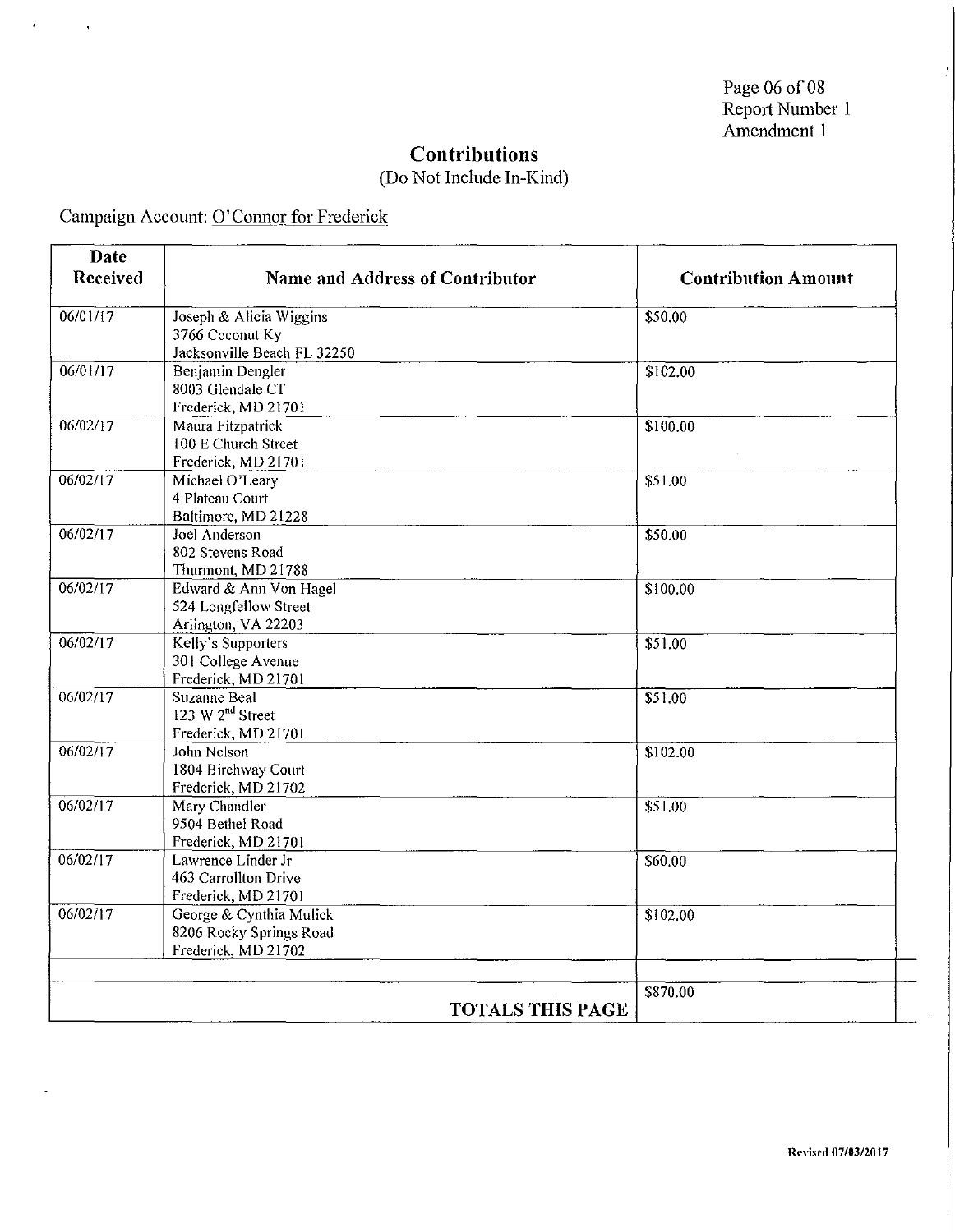Report Number 1
Amendment 1

# Contributions

(Do Not Include In-Kind)

Campaign Account: O'Connor for Frederick

| Date Received | Name and Address of Contributor | Contribution Amount |
|---|---|---|
| 06/01/17 | Joseph & Alicia Wiggins<br>3766 Coconut Ky<br>Jacksonville Beach FL 32250 | $50.00 |
| 06/01/17 | Benjamin Dengler<br>8003 Glendale CT<br>Frederick, MD 21701 | $102.00 |
| 06/02/17 | Maura Fitzpatrick<br>100 E Church Street<br>Frederick, MD 21701 | $100.00 |
| 06/02/17 | Michael O'Leary<br>4 Plateau Court<br>Baltimore, MD 21228 | $51.00 |
| 06/02/17 | Joel Anderson<br>802 Stevens Road<br>Thurmont, MD 21788 | $50.00 |
| 06/02/17 | Edward & Ann Von Hagel<br>524 Longfellow Street<br>Arlington, VA 22203 | $100.00 |
| 06/02/17 | Kelly's Supporters<br>301 College Avenue<br>Frederick, MD 21701 | $51.00 |
| 06/02/17 | Suzanne Beal<br>123 W 2nd Street<br>Frederick, MD 21701 | $51.00 |
| 06/02/17 | John Nelson<br>1804 Birchway Court<br>Frederick, MD 21702 | $102.00 |
| 06/02/17 | Mary Chandler<br>9504 Bethel Road<br>Frederick, MD 21701 | $51.00 |
| 06/02/17 | Lawrence Linder Jr<br>463 Carrollton Drive<br>Frederick, MD 21701 | $60.00 |
| 06/02/17 | George & Cynthia Mulick<br>8206 Rocky Springs Road<br>Frederick, MD 21702 | $102.00 |
| | | |
| | **TOTALS THIS PAGE** | $870.00 |

Revised 07/03/2017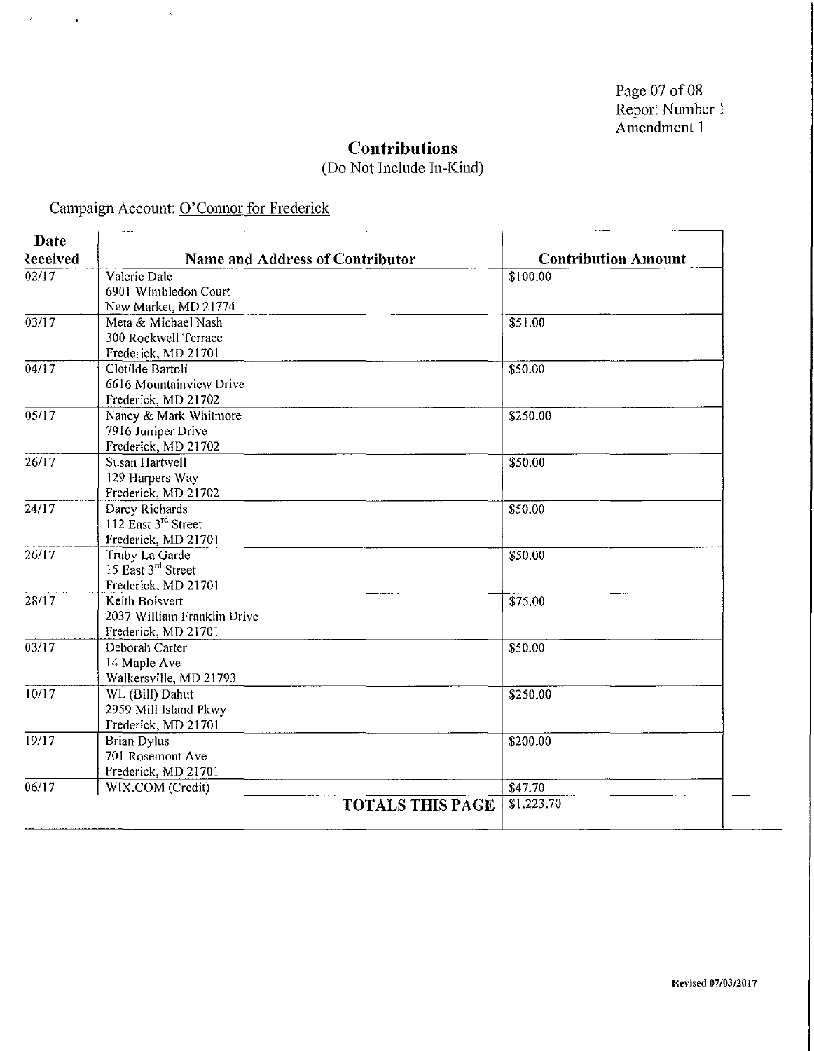Report Number 1
Amendment 1

## Contributions

(Do Not Include In-Kind)

Campaign Account: O'Connor for Frederick

| Date Received | Name and Address of Contributor | Contribution Amount |
|---|---|---|
| 02/17 | Valerie Dale<br>6901 Wimbledon Court<br>New Market, MD 21774 | $100.00 |
| 03/17 | Meta & Michael Nash<br>300 Rockwell Terrace<br>Frederick, MD 21701 | $51.00 |
| 04/17 | Clotilde Bartoli<br>6616 Mountainview Drive<br>Frederick, MD 21702 | $50.00 |
| 05/17 | Nancy & Mark Whitmore<br>7916 Juniper Drive<br>Frederick, MD 21702 | $250.00 |
| 26/17 | Susan Hartwell<br>129 Harpers Way<br>Frederick, MD 21702 | $50.00 |
| 24/17 | Darcy Richards<br>112 East 3rd Street<br>Frederick, MD 21701 | $50.00 |
| 26/17 | Truby La Garde<br>15 East 3rd Street<br>Frederick, MD 21701 | $50.00 |
| 28/17 | Keith Boisvert<br>2037 William Franklin Drive<br>Frederick, MD 21701 | $75.00 |
| 03/17 | Deborah Carter<br>14 Maple Ave<br>Walkersville, MD 21793 | $50.00 |
| 10/17 | WL (Bill) Dahut<br>2959 Mill Island Pkwy<br>Frederick, MD 21701 | $250.00 |
| 19/17 | Brian Dylus<br>701 Rosemont Ave<br>Frederick, MD 21701 | $200.00 |
| 06/17 | WIX.COM (Credit) | $47.70 |
| | **TOTALS THIS PAGE** | $1,223.70 |

Revised 07/03/2017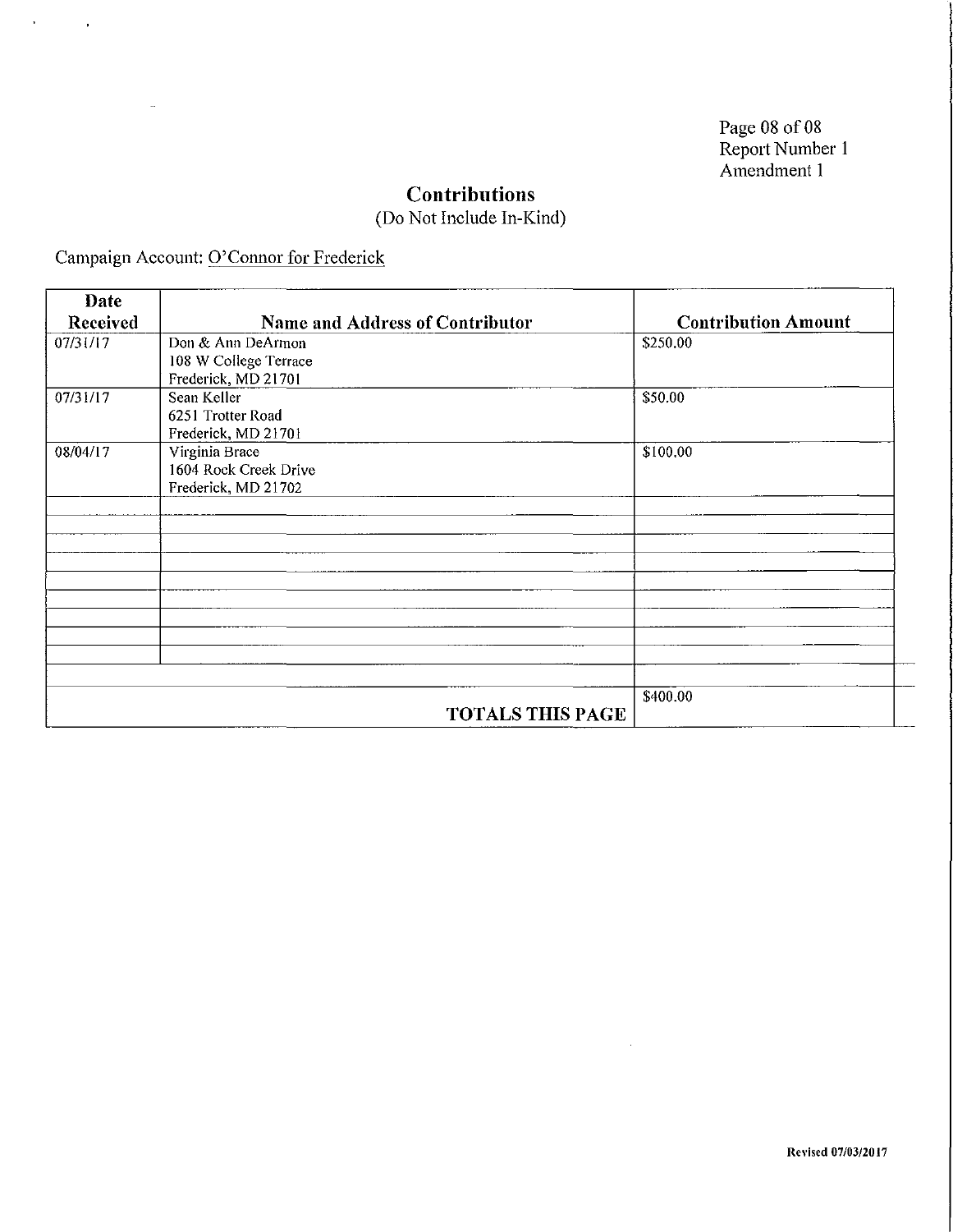Page 08 of 08
Report Number 1
Amendment 1

## Contributions

(Do Not Include In-Kind)

Campaign Account: O'Connor for Frederick

| Date Received | Name and Address of Contributor | Contribution Amount |
|---|---|---|
| 07/31/17 | Don & Ann DeArmon<br>108 W College Terrace<br>Frederick, MD 21701 | $250.00 |
| 07/31/17 | Sean Keller<br>6251 Trotter Road<br>Frederick, MD 21701 | $50.00 |
| 08/04/17 | Virginia Brace<br>1604 Rock Creek Drive<br>Frederick, MD 21702 | $100.00 |
| | | |
| | | |
| | | |
| | | |
| | | |
| | | |
| | | |
| | | |
| | | |
| | **TOTALS THIS PAGE** | $400.00 |

Revised 07/03/2017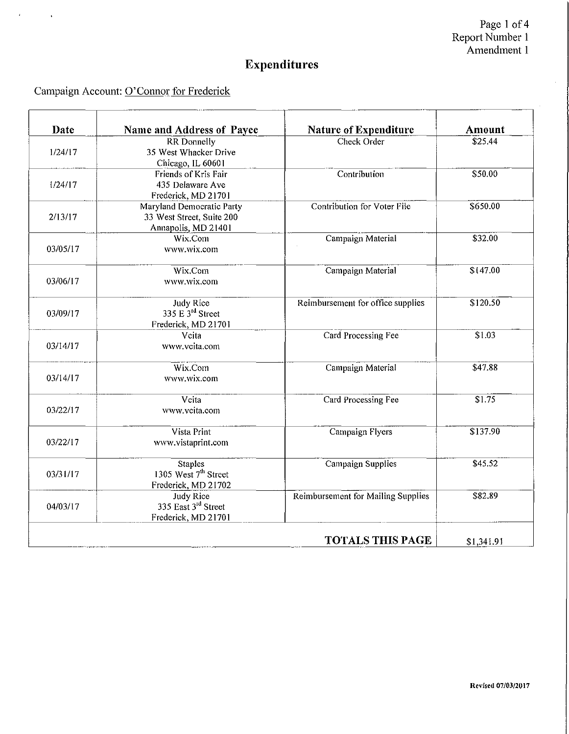Report Number 1
Amendment 1

# Expenditures

Campaign Account: O'Connor for Frederick

| Date | Name and Address of Payee | Nature of Expenditure | Amount |
|---|---|---|---|
| 1/24/17 | RR Donnelly<br>35 West Whacker Drive<br>Chicago, IL 60601 | Check Order | $25.44 |
| 1/24/17 | Friends of Kris Fair<br>435 Delaware Ave<br>Frederick, MD 21701 | Contribution | $50.00 |
| 2/13/17 | Maryland Democratic Party<br>33 West Street, Suite 200<br>Annapolis, MD 21401 | Contribution for Voter File | $650.00 |
| 03/05/17 | Wix.Com<br>www.wix.com | Campaign Material | $32.00 |
| 03/06/17 | Wix.Com<br>www.wix.com | Campaign Material | $147.00 |
| 03/09/17 | Judy Rice<br>335 E 3rd Street<br>Frederick, MD 21701 | Reimbursement for office supplies | $120.50 |
| 03/14/17 | Vcita<br>www.vcita.com | Card Processing Fee | $1.03 |
| 03/14/17 | Wix.Com<br>www.wix.com | Campaign Material | $47.88 |
| 03/22/17 | Vcita<br>www.vcita.com | Card Processing Fee | $1.75 |
| 03/22/17 | Vista Print<br>www.vistaprint.com | Campaign Flyers | $137.90 |
| 03/31/17 | Staples<br>1305 West 7th Street<br>Frederick, MD 21702 | Campaign Supplies | $45.52 |
| 04/03/17 | Judy Rice<br>335 East 3rd Street<br>Frederick, MD 21701 | Reimbursement for Mailing Supplies | $82.89 |
| | | **TOTALS THIS PAGE** | $1,341.91 |

Revised 07/03/2017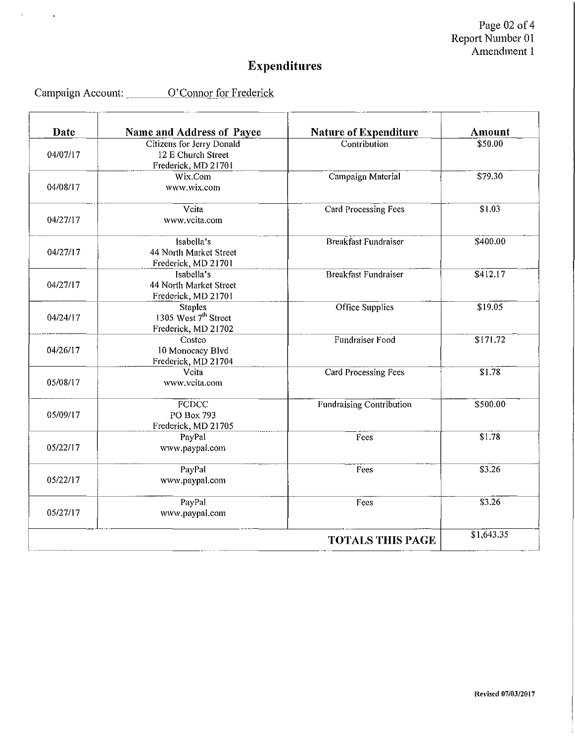Page 02 of 4
Report Number 01
Amendment 1

# Expenditures

Campaign Account: O'Connor for Frederick

| Date | Name and Address of Payee | Nature of Expenditure | Amount |
|---|---|---|---|
| 04/07/17 | Citizens for Jerry Donald<br>12 E Church Street<br>Frederick, MD 21701 | Contribution | \$50.00 |
| 04/08/17 | Wix.Com<br>www.wix.com | Campaign Material | \$79.30 |
| 04/27/17 | Vcita<br>www.vcita.com | Card Processing Fees | \$1.03 |
| 04/27/17 | Isabella's<br>44 North Market Street<br>Frederick, MD 21701 | Breakfast Fundraiser | \$400.00 |
| 04/27/17 | Isabella's<br>44 North Market Street<br>Frederick, MD 21701 | Breakfast Fundraiser | \$412.17 |
| 04/24/17 | Staples<br>1305 West 7th Street<br>Frederick, MD 21702 | Office Supplies | \$19.05 |
| 04/26/17 | Costco<br>10 Monocacy Blvd<br>Frederick, MD 21704 | Fundraiser Food | \$171.72 |
| 05/08/17 | Vcita<br>www.vcita.com | Card Processing Fees | \$1.78 |
| 05/09/17 | FCDCC<br>PO Box 793<br>Frederick, MD 21705 | Fundraising Contribution | \$500.00 |
| 05/22/17 | PayPal<br>www.paypal.com | Fees | \$1.78 |
| 05/22/17 | PayPal<br>www.paypal.com | Fees | \$3.26 |
| 05/27/17 | PayPal<br>www.paypal.com | Fees | \$3.26 |
| | | **TOTALS THIS PAGE** | \$1,643.35 |

Revised 07/03/2017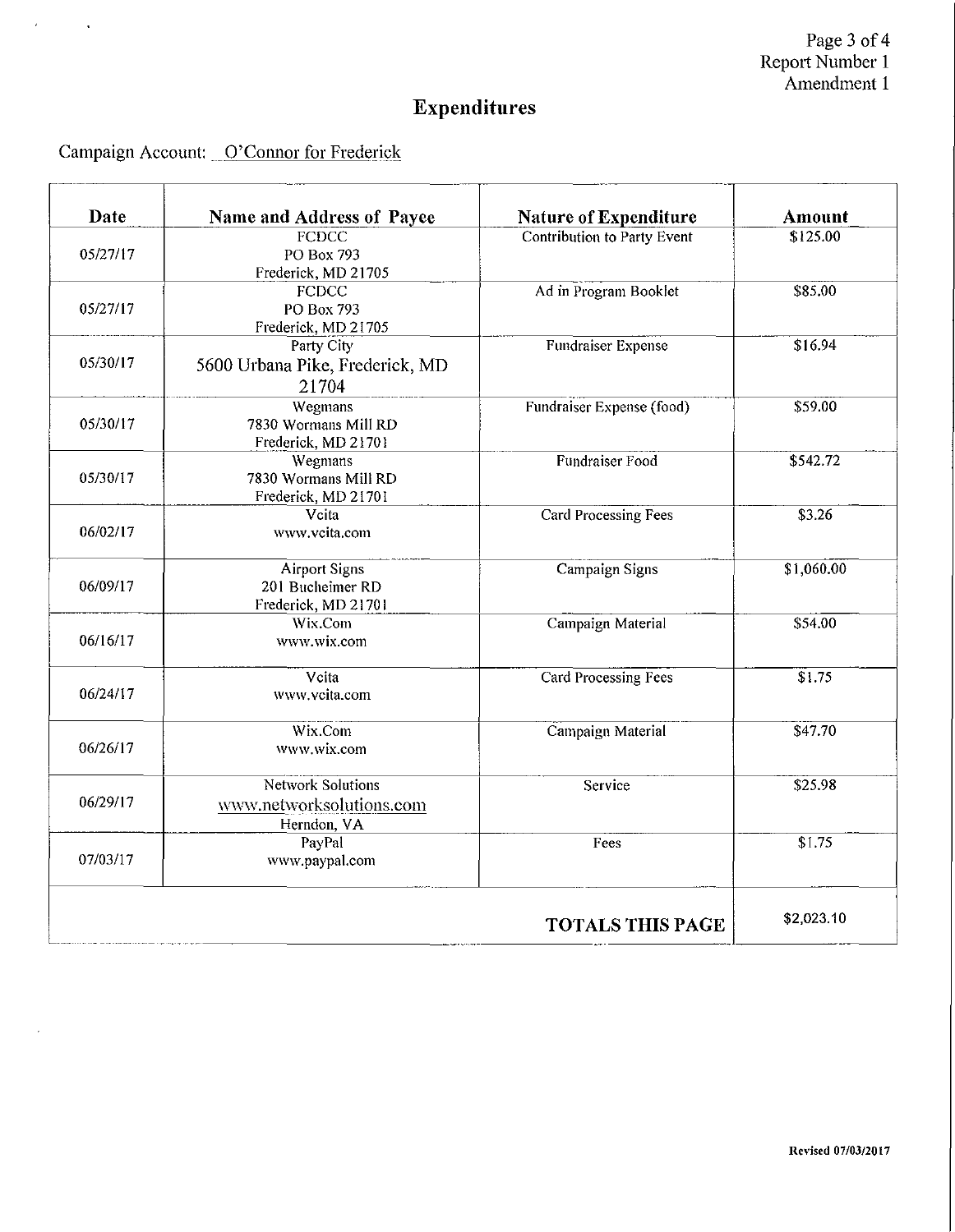# Expenditures

Campaign Account: O'Connor for Frederick

| Date | Name and Address of Payee | Nature of Expenditure | Amount |
|---|---|---|---|
| 05/27/17 | FCDCC<br>PO Box 793<br>Frederick, MD 21705 | Contribution to Party Event | $125.00 |
| 05/27/17 | FCDCC<br>PO Box 793<br>Frederick, MD 21705 | Ad in Program Booklet | $85.00 |
| 05/30/17 | Party City<br>5600 Urbana Pike, Frederick, MD 21704 | Fundraiser Expense | $16.94 |
| 05/30/17 | Wegmans<br>7830 Wormans Mill RD<br>Frederick, MD 21701 | Fundraiser Expense (food) | $59.00 |
| 05/30/17 | Wegmans<br>7830 Wormans Mill RD<br>Frederick, MD 21701 | Fundraiser Food | $542.72 |
| 06/02/17 | Vcita<br>www.vcita.com | Card Processing Fees | $3.26 |
| 06/09/17 | Airport Signs<br>201 Bucheimer RD<br>Frederick, MD 21701 | Campaign Signs | $1,060.00 |
| 06/16/17 | Wix.Com<br>www.wix.com | Campaign Material | $54.00 |
| 06/24/17 | Vcita<br>www.vcita.com | Card Processing Fees | $1.75 |
| 06/26/17 | Wix.Com<br>www.wix.com | Campaign Material | $47.70 |
| 06/29/17 | Network Solutions<br>www.networksolutions.com<br>Herndon, VA | Service | $25.98 |
| 07/03/17 | PayPal<br>www.paypal.com | Fees | $1.75 |
| | | **TOTALS THIS PAGE** | $2,023.10 |

Revised 07/03/2017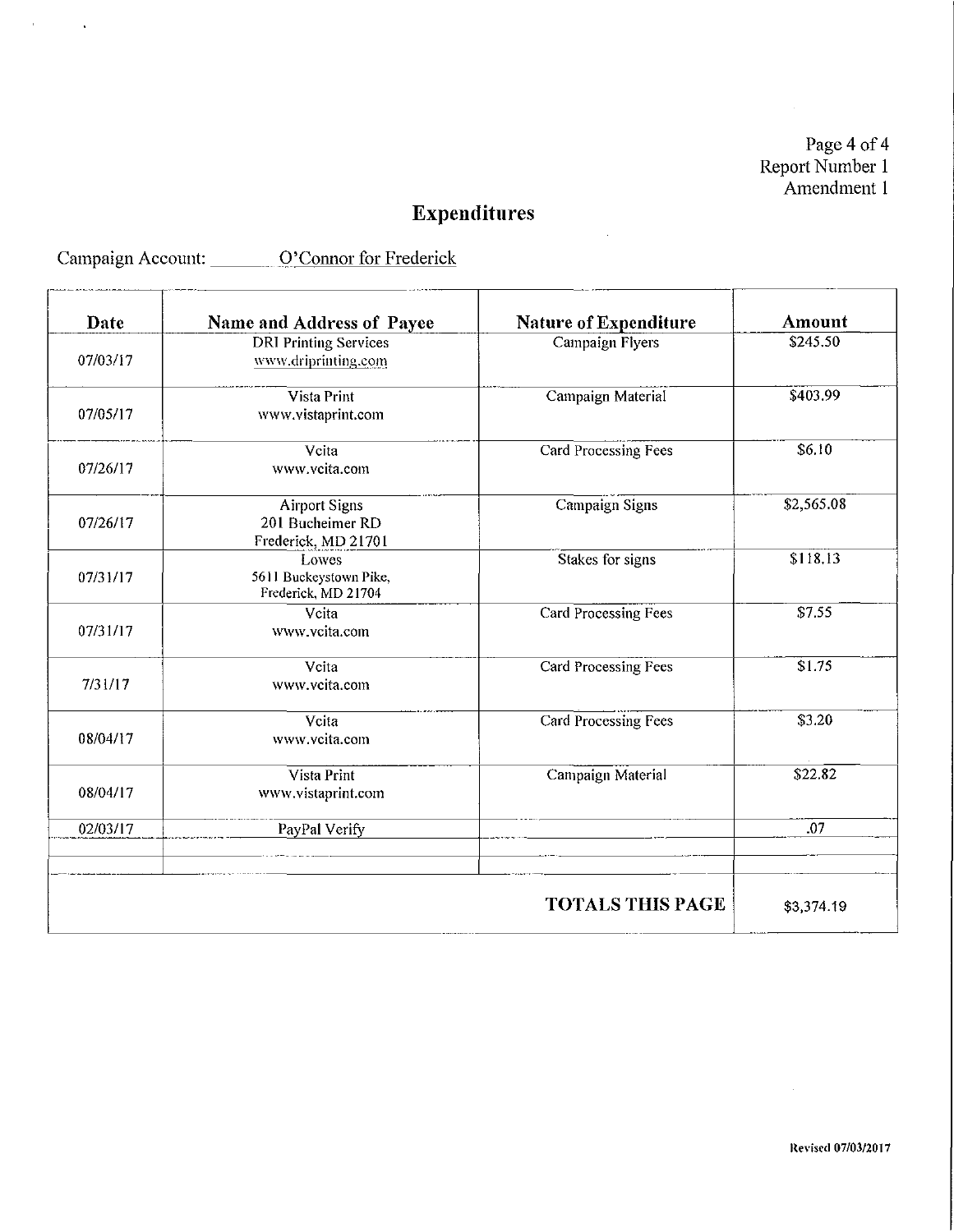Report Number 1
Amendment 1

# Expenditures

Campaign Account: O'Connor for Frederick

| Date | Name and Address of Payee | Nature of Expenditure | Amount |
|---|---|---|---|
| 07/03/17 | DRI Printing Services<br>www.driprinting.com | Campaign Flyers | $245.50 |
| 07/05/17 | Vista Print<br>www.vistaprint.com | Campaign Material | $403.99 |
| 07/26/17 | Vcita<br>www.vcita.com | Card Processing Fees | $6.10 |
| 07/26/17 | Airport Signs<br>201 Bucheimer RD<br>Frederick, MD 21701 | Campaign Signs | $2,565.08 |
| 07/31/17 | Lowes<br>5611 Buckeystown Pike,<br>Frederick, MD 21704 | Stakes for signs | $118.13 |
| 07/31/17 | Vcita<br>www.vcita.com | Card Processing Fees | $7.55 |
| 7/31/17 | Vcita<br>www.vcita.com | Card Processing Fees | $1.75 |
| 08/04/17 | Vcita<br>www.vcita.com | Card Processing Fees | $3.20 |
| 08/04/17 | Vista Print<br>www.vistaprint.com | Campaign Material | $22.82 |
| 02/03/17 | PayPal Verify | | .07 |
| | | | |
| | | | |
| | | **TOTALS THIS PAGE** | $3,374.19 |

Revised 07/03/2017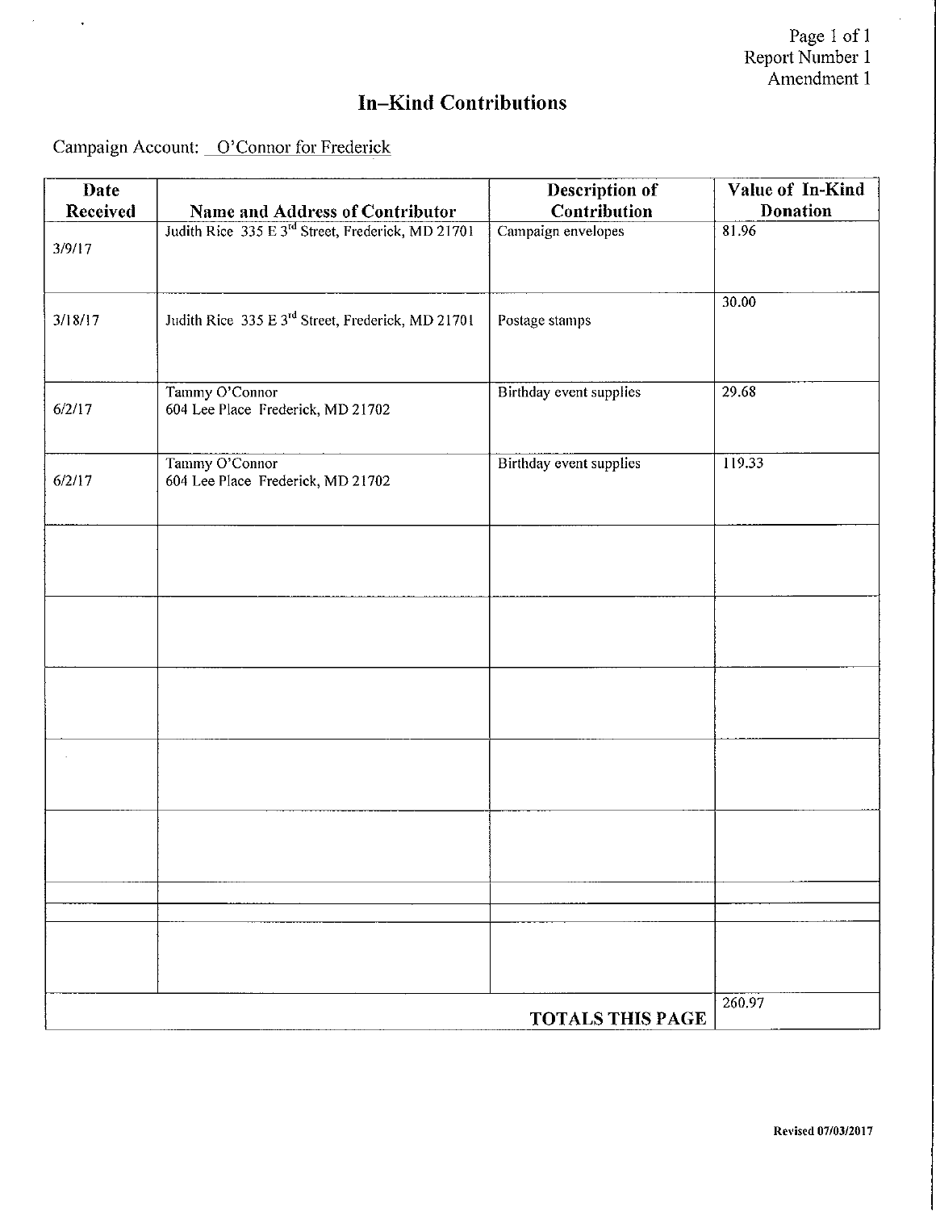Page 1 of 1
Report Number 1
Amendment 1

# In–Kind Contributions

Campaign Account: O'Connor for Frederick

| Date Received | Name and Address of Contributor | Description of Contribution | Value of In-Kind Donation |
|---|---|---|---|
| 3/9/17 | Judith Rice 335 E 3rd Street, Frederick, MD 21701 | Campaign envelopes | 81.96 |
| 3/18/17 | Judith Rice 335 E 3rd Street, Frederick, MD 21701 | Postage stamps | 30.00 |
| 6/2/17 | Tammy O'Connor 604 Lee Place Frederick, MD 21702 | Birthday event supplies | 29.68 |
| 6/2/17 | Tammy O'Connor 604 Lee Place Frederick, MD 21702 | Birthday event supplies | 119.33 |
| | | | |
| | | | |
| | | | |
| | | | |
| | | | |
| | | | |
| | | | |
| | | | |
| | | **TOTALS THIS PAGE** | 260.97 |

Revised 07/03/2017